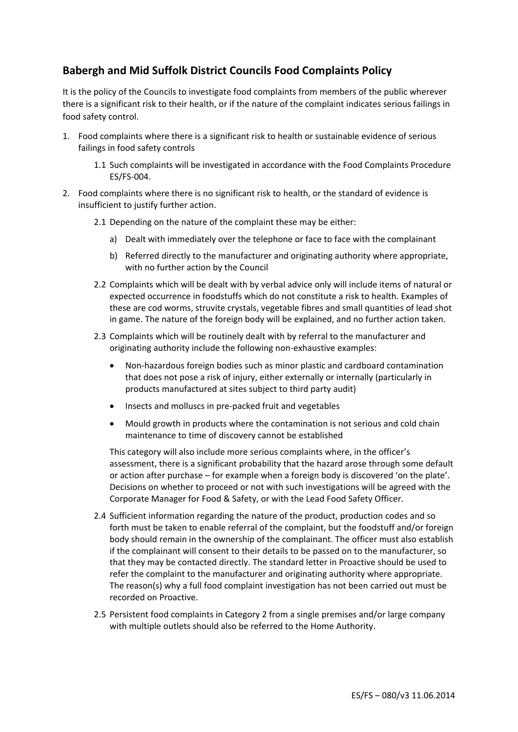## Babergh and Mid Suffolk District Councils Food Complaints Policy

It is the policy of the Councils to investigate food complaints from members of the public wherever there is a significant risk to their health, or if the nature of the complaint indicates serious failings in food safety control.

1. Food complaints where there is a significant risk to health or sustainable evidence of serious failings in food safety controls

   1.1 Such complaints will be investigated in accordance with the Food Complaints Procedure ES/FS-004.

2. Food complaints where there is no significant risk to health, or the standard of evidence is insufficient to justify further action.

   2.1 Depending on the nature of the complaint these may be either:

   a) Dealt with immediately over the telephone or face to face with the complainant

   b) Referred directly to the manufacturer and originating authority where appropriate, with no further action by the Council

   2.2 Complaints which will be dealt with by verbal advice only will include items of natural or expected occurrence in foodstuffs which do not constitute a risk to health. Examples of these are cod worms, struvite crystals, vegetable fibres and small quantities of lead shot in game. The nature of the foreign body will be explained, and no further action taken.

   2.3 Complaints which will be routinely dealt with by referral to the manufacturer and originating authority include the following non-exhaustive examples:

   - Non-hazardous foreign bodies such as minor plastic and cardboard contamination that does not pose a risk of injury, either externally or internally (particularly in products manufactured at sites subject to third party audit)
   - Insects and molluscs in pre-packed fruit and vegetables
   - Mould growth in products where the contamination is not serious and cold chain maintenance to time of discovery cannot be established

   This category will also include more serious complaints where, in the officer's assessment, there is a significant probability that the hazard arose through some default or action after purchase – for example when a foreign body is discovered 'on the plate'. Decisions on whether to proceed or not with such investigations will be agreed with the Corporate Manager for Food & Safety, or with the Lead Food Safety Officer.

   2.4 Sufficient information regarding the nature of the product, production codes and so forth must be taken to enable referral of the complaint, but the foodstuff and/or foreign body should remain in the ownership of the complainant. The officer must also establish if the complainant will consent to their details to be passed on to the manufacturer, so that they may be contacted directly. The standard letter in Proactive should be used to refer the complaint to the manufacturer and originating authority where appropriate. The reason(s) why a full food complaint investigation has not been carried out must be recorded on Proactive.

   2.5 Persistent food complaints in Category 2 from a single premises and/or large company with multiple outlets should also be referred to the Home Authority.

ES/FS – 080/v3 11.06.2014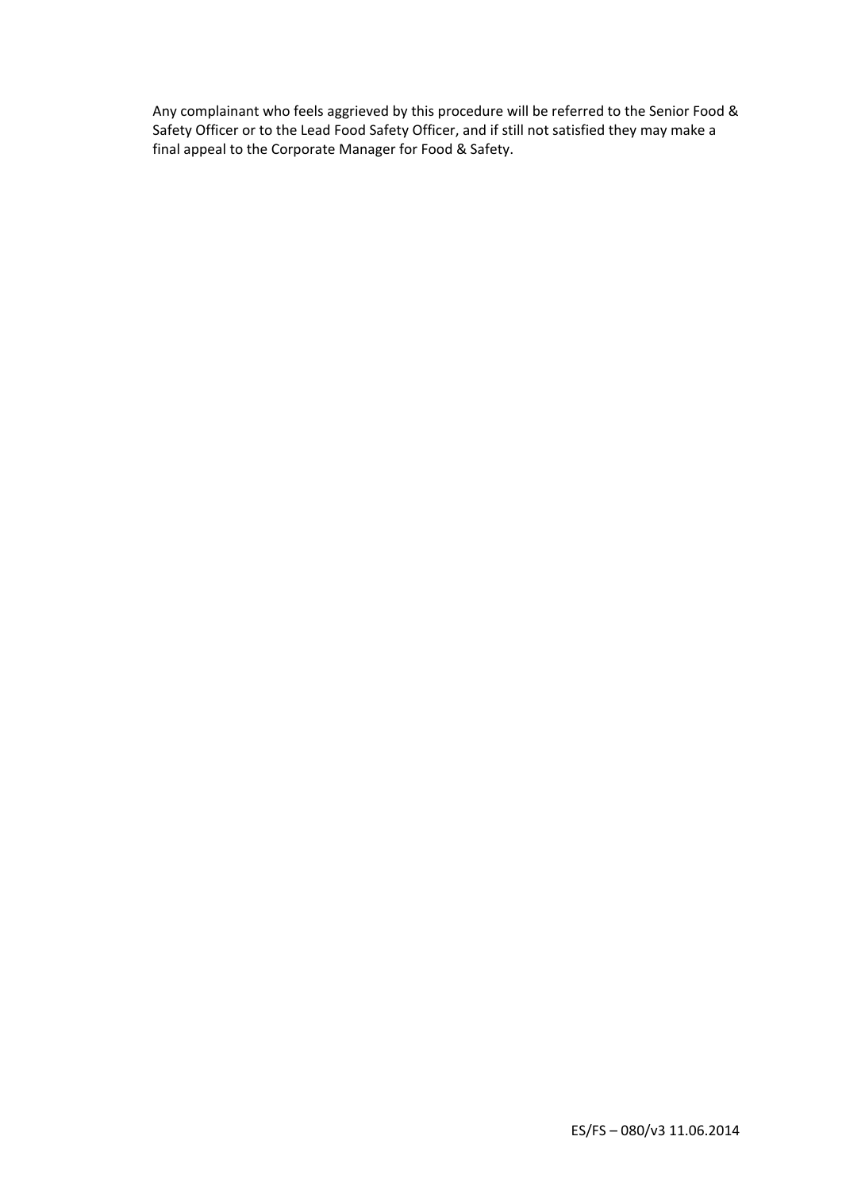Any complainant who feels aggrieved by this procedure will be referred to the Senior Food & Safety Officer or to the Lead Food Safety Officer, and if still not satisfied they may make a final appeal to the Corporate Manager for Food & Safety.